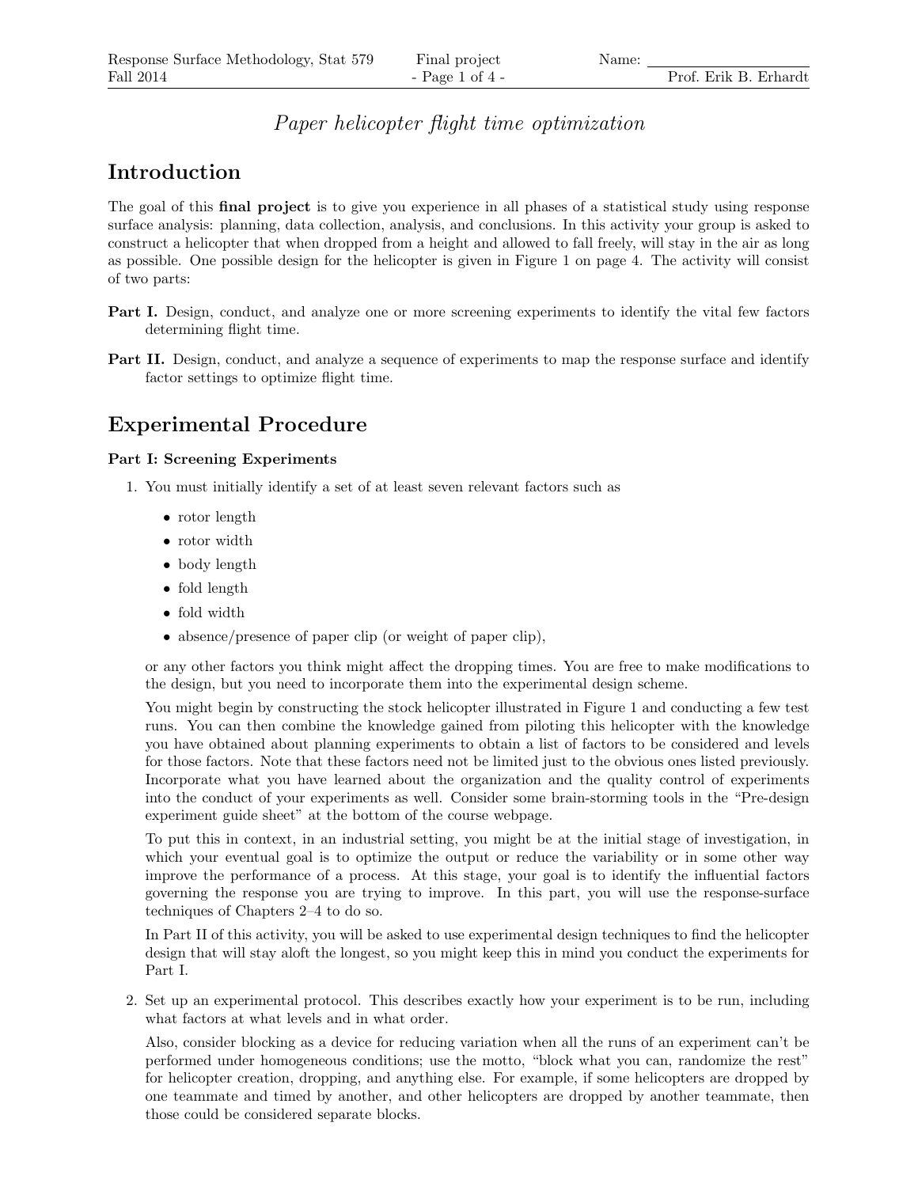*Paper helicopter flight time optimization*

# Introduction

The goal of this **final project** is to give you experience in all phases of a statistical study using response surface analysis: planning, data collection, analysis, and conclusions. In this activity your group is asked to construct a helicopter that when dropped from a height and allowed to fall freely, will stay in the air as long as possible. One possible design for the helicopter is given in Figure 1 on page 4. The activity will consist of two parts:

**Part I.** Design, conduct, and analyze one or more screening experiments to identify the vital few factors determining flight time.

**Part II.** Design, conduct, and analyze a sequence of experiments to map the response surface and identify factor settings to optimize flight time.

# Experimental Procedure

### Part I: Screening Experiments

1. You must initially identify a set of at least seven relevant factors such as

   - rotor length
   - rotor width
   - body length
   - fold length
   - fold width
   - absence/presence of paper clip (or weight of paper clip),

   or any other factors you think might affect the dropping times. You are free to make modifications to the design, but you need to incorporate them into the experimental design scheme.

   You might begin by constructing the stock helicopter illustrated in Figure 1 and conducting a few test runs. You can then combine the knowledge gained from piloting this helicopter with the knowledge you have obtained about planning experiments to obtain a list of factors to be considered and levels for those factors. Note that these factors need not be limited just to the obvious ones listed previously. Incorporate what you have learned about the organization and the quality control of experiments into the conduct of your experiments as well. Consider some brain-storming tools in the "Pre-design experiment guide sheet" at the bottom of the course webpage.

   To put this in context, in an industrial setting, you might be at the initial stage of investigation, in which your eventual goal is to optimize the output or reduce the variability or in some other way improve the performance of a process. At this stage, your goal is to identify the influential factors governing the response you are trying to improve. In this part, you will use the response-surface techniques of Chapters 2–4 to do so.

   In Part II of this activity, you will be asked to use experimental design techniques to find the helicopter design that will stay aloft the longest, so you might keep this in mind you conduct the experiments for Part I.

2. Set up an experimental protocol. This describes exactly how your experiment is to be run, including what factors at what levels and in what order.

   Also, consider blocking as a device for reducing variation when all the runs of an experiment can't be performed under homogeneous conditions; use the motto, "block what you can, randomize the rest" for helicopter creation, dropping, and anything else. For example, if some helicopters are dropped by one teammate and timed by another, and other helicopters are dropped by another teammate, then those could be considered separate blocks.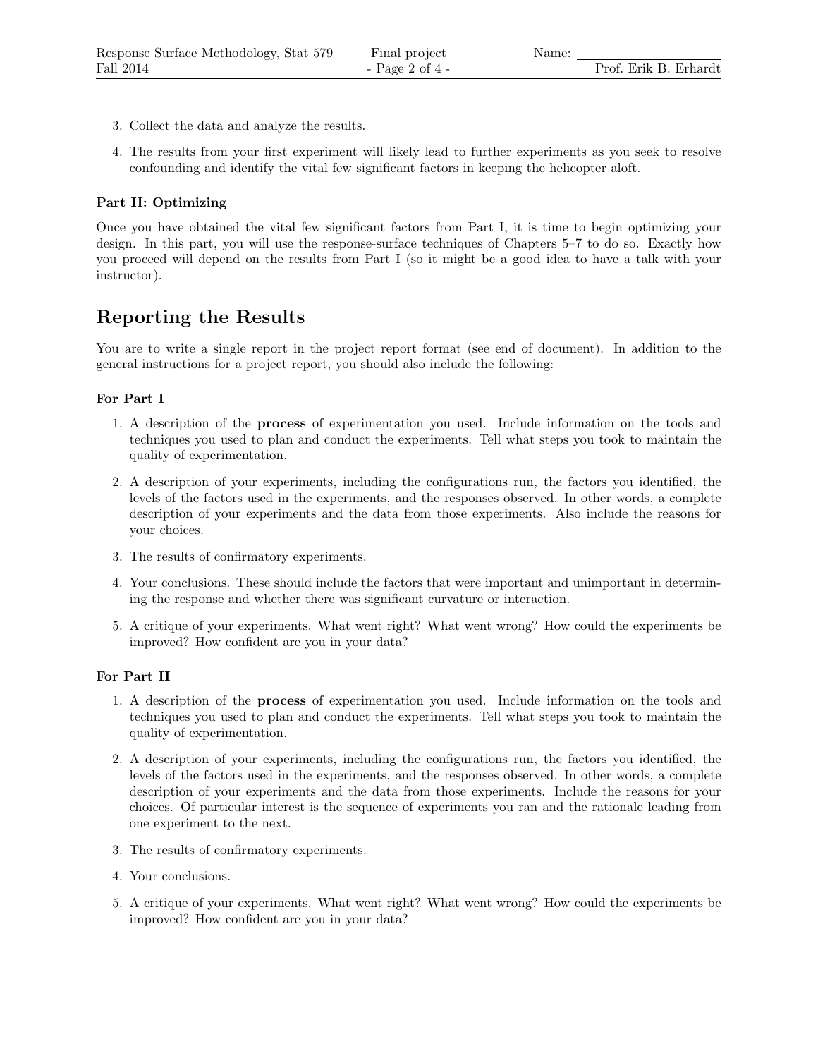3. Collect the data and analyze the results.

4. The results from your first experiment will likely lead to further experiments as you seek to resolve confounding and identify the vital few significant factors in keeping the helicopter aloft.

**Part II: Optimizing**

Once you have obtained the vital few significant factors from Part I, it is time to begin optimizing your design. In this part, you will use the response-surface techniques of Chapters 5–7 to do so. Exactly how you proceed will depend on the results from Part I (so it might be a good idea to have a talk with your instructor).

## Reporting the Results

You are to write a single report in the project report format (see end of document). In addition to the general instructions for a project report, you should also include the following:

**For Part I**

1. A description of the **process** of experimentation you used. Include information on the tools and techniques you used to plan and conduct the experiments. Tell what steps you took to maintain the quality of experimentation.

2. A description of your experiments, including the configurations run, the factors you identified, the levels of the factors used in the experiments, and the responses observed. In other words, a complete description of your experiments and the data from those experiments. Also include the reasons for your choices.

3. The results of confirmatory experiments.

4. Your conclusions. These should include the factors that were important and unimportant in determining the response and whether there was significant curvature or interaction.

5. A critique of your experiments. What went right? What went wrong? How could the experiments be improved? How confident are you in your data?

**For Part II**

1. A description of the **process** of experimentation you used. Include information on the tools and techniques you used to plan and conduct the experiments. Tell what steps you took to maintain the quality of experimentation.

2. A description of your experiments, including the configurations run, the factors you identified, the levels of the factors used in the experiments, and the responses observed. In other words, a complete description of your experiments and the data from those experiments. Include the reasons for your choices. Of particular interest is the sequence of experiments you ran and the rationale leading from one experiment to the next.

3. The results of confirmatory experiments.

4. Your conclusions.

5. A critique of your experiments. What went right? What went wrong? How could the experiments be improved? How confident are you in your data?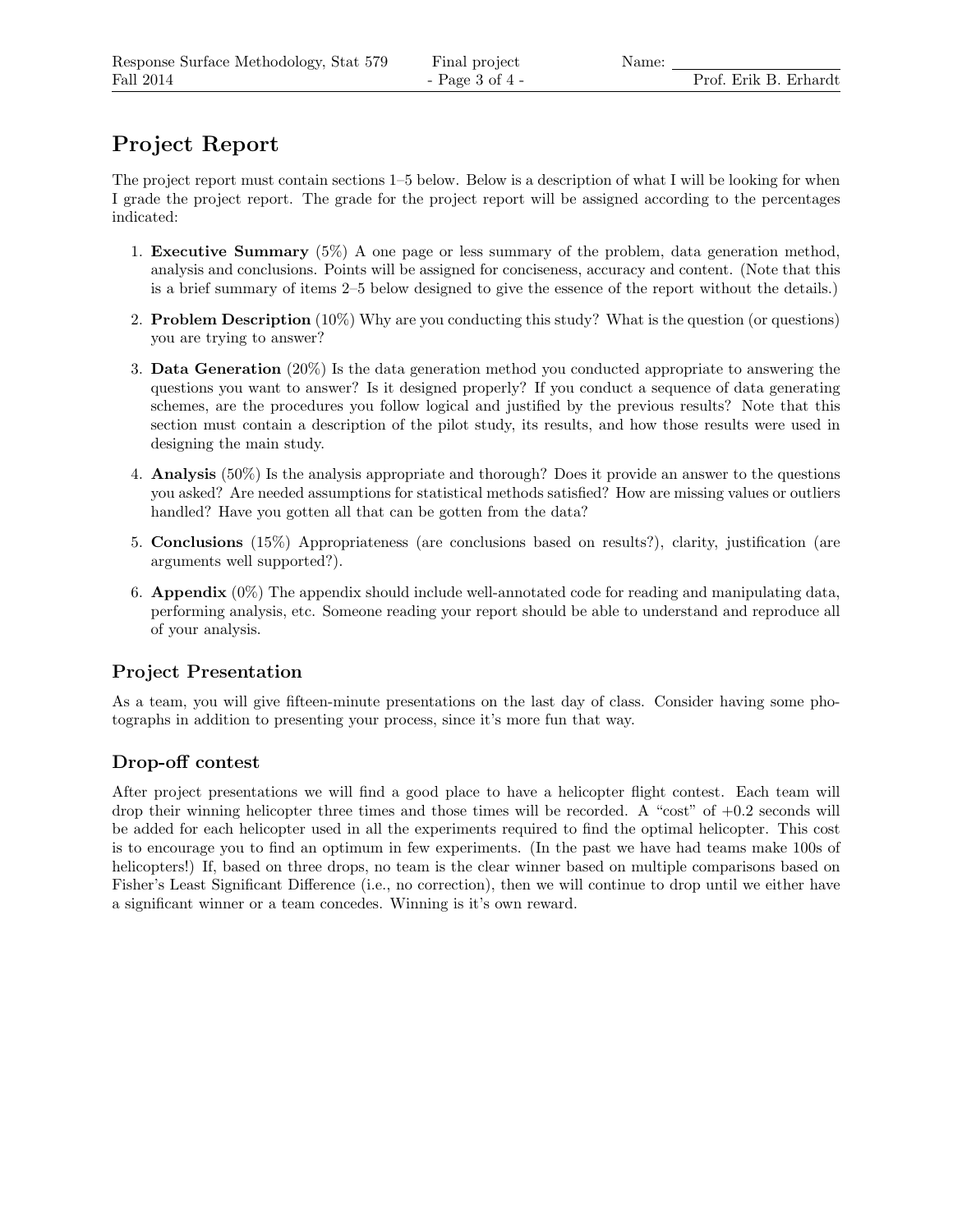## Project Report

The project report must contain sections 1–5 below. Below is a description of what I will be looking for when I grade the project report. The grade for the project report will be assigned according to the percentages indicated:

1. **Executive Summary** (5%) A one page or less summary of the problem, data generation method, analysis and conclusions. Points will be assigned for conciseness, accuracy and content. (Note that this is a brief summary of items 2–5 below designed to give the essence of the report without the details.)
2. **Problem Description** (10%) Why are you conducting this study? What is the question (or questions) you are trying to answer?
3. **Data Generation** (20%) Is the data generation method you conducted appropriate to answering the questions you want to answer? Is it designed properly? If you conduct a sequence of data generating schemes, are the procedures you follow logical and justified by the previous results? Note that this section must contain a description of the pilot study, its results, and how those results were used in designing the main study.
4. **Analysis** (50%) Is the analysis appropriate and thorough? Does it provide an answer to the questions you asked? Are needed assumptions for statistical methods satisfied? How are missing values or outliers handled? Have you gotten all that can be gotten from the data?
5. **Conclusions** (15%) Appropriateness (are conclusions based on results?), clarity, justification (are arguments well supported?).
6. **Appendix** (0%) The appendix should include well-annotated code for reading and manipulating data, performing analysis, etc. Someone reading your report should be able to understand and reproduce all of your analysis.

## Project Presentation

As a team, you will give fifteen-minute presentations on the last day of class. Consider having some photographs in addition to presenting your process, since it's more fun that way.

## Drop-off contest

After project presentations we will find a good place to have a helicopter flight contest. Each team will drop their winning helicopter three times and those times will be recorded. A "cost" of +0.2 seconds will be added for each helicopter used in all the experiments required to find the optimal helicopter. This cost is to encourage you to find an optimum in few experiments. (In the past we have had teams make 100s of helicopters!) If, based on three drops, no team is the clear winner based on multiple comparisons based on Fisher's Least Significant Difference (i.e., no correction), then we will continue to drop until we either have a significant winner or a team concedes. Winning is it's own reward.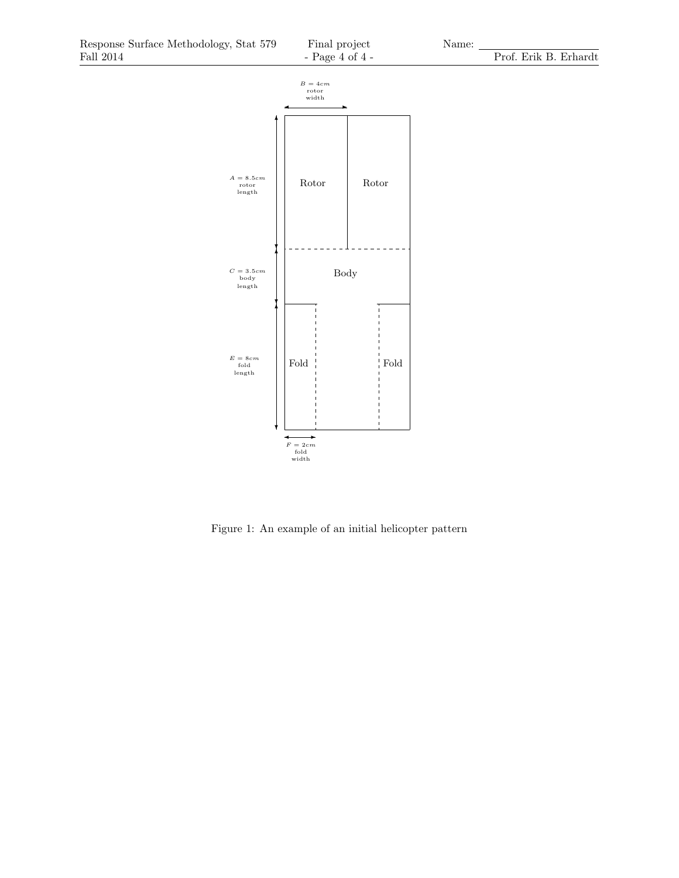$B = 4cm$
rotor
width

$A = 8.5cm$
rotor
length

Rotor

Rotor

$C = 3.5cm$
body
length

Body

$E = 8cm$
fold
length

Fold

Fold

$F = 2cm$
fold
width

Figure 1: An example of an initial helicopter pattern